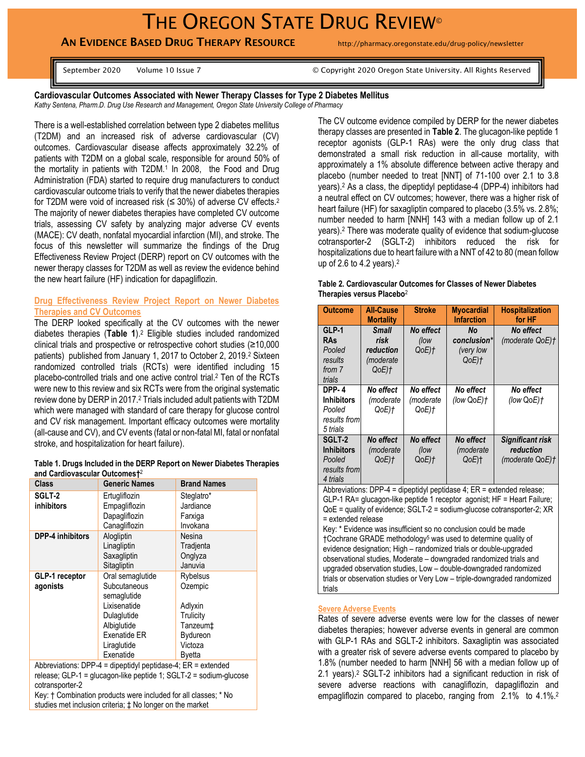# THE OREGON STATE DRUG REVIEW©

**AN EVIDENCE BASED DRUG THERAPY RESOURCE** http://pharmacy.oregonstate.edu/drug-policy/newsletter

September 2020 Volume 10 Issue 7 © Copyright 2020 Oregon State University. All Rights Reserved

## Cardiovascular Outcomes Associated with Newer Therapy Classes for Type 2 Diabetes Mellitus

*Kathy Sentena, Pharm.D. Drug Use Research and Management, Oregon State University College of Pharmacy*

There is a well-established correlation between type 2 diabetes mellitus (T2DM) and an increased risk of adverse cardiovascular (CV) outcomes. Cardiovascular disease affects approximately 32.2% of patients with T2DM on a global scale, responsible for around 50% of the mortality in patients with T2DM.[1] In 2008, the Food and Drug Administration (FDA) started to require drug manufacturers to conduct cardiovascular outcome trials to verify that the newer diabetes therapies for T2DM were void of increased risk (≤ 30%) of adverse CV effects.[2] The majority of newer diabetes therapies have completed CV outcome trials, assessing CV safety by analyzing major adverse CV events (MACE): CV death, nonfatal myocardial infarction (MI), and stroke. The focus of this newsletter will summarize the findings of the Drug Effectiveness Review Project (DERP) report on CV outcomes with the newer therapy classes for T2DM as well as review the evidence behind the new heart failure (HF) indication for dapagliflozin.

### Drug Effectiveness Review Project Report on Newer Diabetes Therapies and CV Outcomes

The DERP looked specifically at the CV outcomes with the newer diabetes therapies (**Table 1**).[2] Eligible studies included randomized clinical trials and prospective or retrospective cohort studies (≥10,000 patients) published from January 1, 2017 to October 2, 2019.[2] Sixteen randomized controlled trials (RCTs) were identified including 15 placebo-controlled trials and one active control trial.[2] Ten of the RCTs were new to this review and six RCTs were from the original systematic review done by DERP in 2017.[2] Trials included adult patients with T2DM which were managed with standard of care therapy for glucose control and CV risk management. Important efficacy outcomes were mortality (all-cause and CV), and CV events (fatal or non-fatal MI, fatal or nonfatal stroke, and hospitalization for heart failure).

**Table 1. Drugs Included in the DERP Report on Newer Diabetes Therapies and Cardiovascular Outcomes†**[2]

| Class | Generic Names | Brand Names |
|---|---|---|
| **SGLT-2 inhibitors** | Ertugliflozin<br>Empagliflozin<br>Dapagliflozin<br>Canagliflozin | Steglatro*<br>Jardiance<br>Farxiga<br>Invokana |
| **DPP-4 inhibitors** | Alogliptin<br>Linagliptin<br>Saxagliptin<br>Sitagliptin | Nesina<br>Tradjenta<br>Onglyza<br>Januvia |
| **GLP-1 receptor agonists** | Oral semaglutide<br>Subcutaneous semaglutide<br>Lixisenatide<br>Dulaglutide<br>Albiglutide<br>Exenatide ER<br>Liraglutide<br>Exenatide | Rybelsus<br>Ozempic<br><br>Adlyxin<br>Trulicity<br>Tanzeum‡<br>Bydureon<br>Victoza<br>Byetta |

Abbreviations: DPP-4 = dipeptidyl peptidase-4; ER = extended release; GLP-1 = glucagon-like peptide 1; SGLT-2 = sodium-glucose cotransporter-2
Key: † Combination products were included for all classes; * No studies met inclusion criteria; ‡ No longer on the market

The CV outcome evidence compiled by DERP for the newer diabetes therapy classes are presented in **Table 2**. The glucagon-like peptide 1 receptor agonists (GLP-1 RAs) were the only drug class that demonstrated a small risk reduction in all-cause mortality, with approximately a 1% absolute difference between active therapy and placebo (number needed to treat [NNT] of 71-100 over 2.1 to 3.8 years).[2] As a class, the dipeptidyl peptidase-4 (DPP-4) inhibitors had a neutral effect on CV outcomes; however, there was a higher risk of heart failure (HF) for saxagliptin compared to placebo (3.5% vs. 2.8%; number needed to harm [NNH] 143 with a median follow up of 2.1 years).[2] There was moderate quality of evidence that sodium-glucose cotransporter-2 (SGLT-2) inhibitors reduced the risk for hospitalizations due to heart failure with a NNT of 42 to 80 (mean follow up of 2.6 to 4.2 years).[2]

**Table 2. Cardiovascular Outcomes for Classes of Newer Diabetes Therapies versus Placebo**[2]

| Outcome | All-Cause Mortality | Stroke | Myocardial Infarction | Hospitalization for HF |
|---|---|---|---|---|
| **GLP-1 RAs** *Pooled results from 7 trials* | ***Small risk reduction*** *(moderate QoE)†* | ***No effect*** *(low QoE)†* | ***No conclusion**** *(very low QoE)†* | ***No effect*** *(moderate QoE)†* |
| **DPP- 4 Inhibitors** *Pooled results from 5 trials* | ***No effect*** *(moderate QoE)†* | ***No effect*** *(moderate QoE)†* | ***No effect*** *(low QoE)†* | ***No effect*** *(low QoE)†* |
| **SGLT-2 Inhibitors** *Pooled results from 4 trials* | ***No effect*** *(moderate QoE)†* | ***No effect*** *(low QoE)†* | ***No effect*** *(moderate QoE)†* | ***Significant risk reduction*** *(moderate QoE)†* |

Abbreviations: DPP-4 = dipeptidyl peptidase 4; ER = extended release; GLP-1 RA= glucagon-like peptide 1 receptor agonist; HF = Heart Failure; QoE = quality of evidence; SGLT-2 = sodium-glucose cotransporter-2; XR = extended release
Key: * Evidence was insufficient so no conclusion could be made
†Cochrane GRADE methodology[5] was used to determine quality of evidence designation; High – randomized trials or double-upgraded observational studies, Moderate – downgraded randomized trials and upgraded observation studies, Low – double-downgraded randomized trials or observation studies or Very Low – triple-downgraded randomized trials

### Severe Adverse Events

Rates of severe adverse events were low for the classes of newer diabetes therapies; however adverse events in general are common with GLP-1 RAs and SGLT-2 inhibitors. Saxagliptin was associated with a greater risk of severe adverse events compared to placebo by 1.8% (number needed to harm [NNH] 56 with a median follow up of 2.1 years).[2] SGLT-2 inhibitors had a significant reduction in risk of severe adverse reactions with canagliflozin, dapagliflozin and empagliflozin compared to placebo, ranging from 2.1% to 4.1%.[2]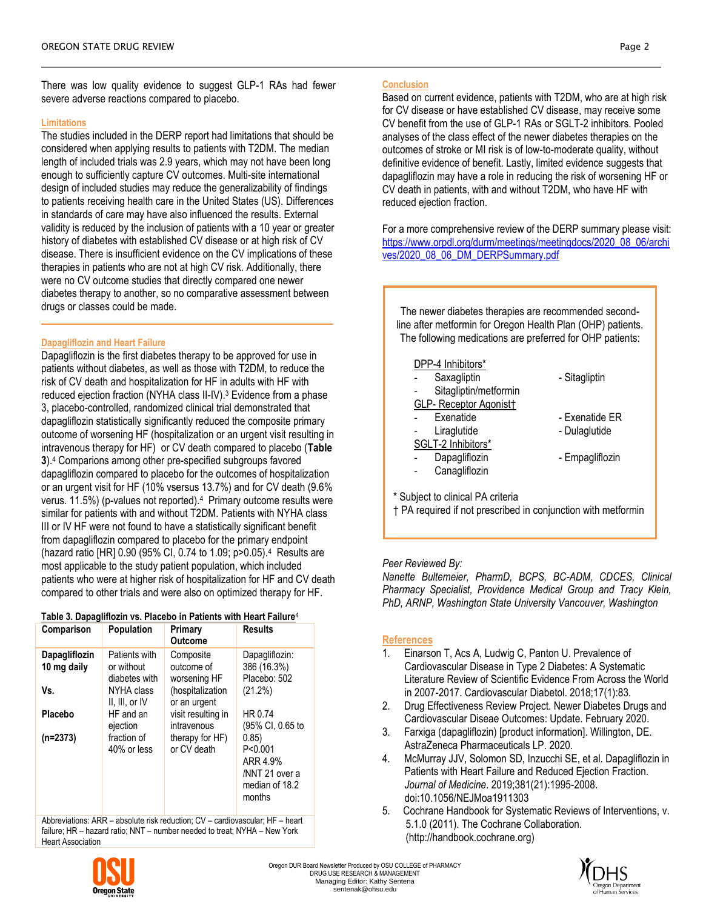There was low quality evidence to suggest GLP-1 RAs had fewer severe adverse reactions compared to placebo.

### Limitations

The studies included in the DERP report had limitations that should be considered when applying results to patients with T2DM. The median length of included trials was 2.9 years, which may not have been long enough to sufficiently capture CV outcomes. Multi-site international design of included studies may reduce the generalizability of findings to patients receiving health care in the United States (US). Differences in standards of care may have also influenced the results. External validity is reduced by the inclusion of patients with a 10 year or greater history of diabetes with established CV disease or at high risk of CV disease. There is insufficient evidence on the CV implications of these therapies in patients who are not at high CV risk. Additionally, there were no CV outcome studies that directly compared one newer diabetes therapy to another, so no comparative assessment between drugs or classes could be made.

### Dapagliflozin and Heart Failure

Dapagliflozin is the first diabetes therapy to be approved for use in patients without diabetes, as well as those with T2DM, to reduce the risk of CV death and hospitalization for HF in adults with HF with reduced ejection fraction (NYHA class II-IV).[3] Evidence from a phase 3, placebo-controlled, randomized clinical trial demonstrated that dapagliflozin statistically significantly reduced the composite primary outcome of worsening HF (hospitalization or an urgent visit resulting in intravenous therapy for HF) or CV death compared to placebo (**Table 3**).[4] Comparions among other pre-specified subgroups favored dapagliflozin compared to placebo for the outcomes of hospitalization or an urgent visit for HF (10% vsersus 13.7%) and for CV death (9.6% verus. 11.5%) (p-values not reported).[4] Primary outcome results were similar for patients with and without T2DM. Patients with NYHA class III or IV HF were not found to have a statistically significant benefit from dapagliflozin compared to placebo for the primary endpoint (hazard ratio [HR] 0.90 (95% CI, 0.74 to 1.09; p>0.05).[4] Results are most applicable to the study patient population, which included patients who were at higher risk of hospitalization for HF and CV death compared to other trials and were also on optimized therapy for HF.

**Table 3. Dapagliflozin vs. Placebo in Patients with Heart Failure**[4]

| Comparison | Population | Primary Outcome | Results |
|---|---|---|---|
| **Dapagliflozin 10 mg daily**<br><br>**Vs.**<br><br>**Placebo**<br><br>**(n=2373)** | Patients with or without diabetes with NYHA class II, III, or IV HF and an ejection fraction of 40% or less | Composite outcome of worsening HF (hospitalization or an urgent visit resulting in intravenous therapy for HF) or CV death | Dapagliflozin: 386 (16.3%)<br>Placebo: 502 (21.2%)<br><br>HR 0.74 (95% CI, 0.65 to 0.85)<br>P<0.001<br>ARR 4.9% /NNT 21 over a median of 18.2 months |

Abbreviations: ARR – absolute risk reduction; CV – cardiovascular; HF – heart failure; HR – hazard ratio; NNT – number needed to treat; NYHA – New York Heart Association

### Conclusion

Based on current evidence, patients with T2DM, who are at high risk for CV disease or have established CV disease, may receive some CV benefit from the use of GLP-1 RAs or SGLT-2 inhibitors. Pooled analyses of the class effect of the newer diabetes therapies on the outcomes of stroke or MI risk is of low-to-moderate quality, without definitive evidence of benefit. Lastly, limited evidence suggests that dapagliflozin may have a role in reducing the risk of worsening HF or CV death in patients, with and without T2DM, who have HF with reduced ejection fraction.

For a more comprehensive review of the DERP summary please visit: https://www.orpdl.org/durm/meetings/meetingdocs/2020_08_06/archives/2020_08_06_DM_DERPSummary.pdf

The newer diabetes therapies are recommended second-line after metformin for Oregon Health Plan (OHP) patients. The following medications are preferred for OHP patients:

DPP-4 Inhibitors*
- Saxagliptin
- Sitagliptin
- Sitagliptin/metformin

GLP- Receptor Agonist†
- Exenatide
- Exenatide ER
- Liraglutide
- Dulaglutide

SGLT-2 Inhibitors*
- Dapagliflozin
- Empagliflozin
- Canagliflozin

\* Subject to clinical PA criteria
† PA required if not prescribed in conjunction with metformin

*Peer Reviewed By:*
*Nanette Bultemeier, PharmD, BCPS, BC-ADM, CDCES, Clinical Pharmacy Specialist, Providence Medical Group and Tracy Klein, PhD, ARNP, Washington State University Vancouver, Washington*

### References

1. Einarson T, Acs A, Ludwig C, Panton U. Prevalence of Cardiovascular Disease in Type 2 Diabetes: A Systematic Literature Review of Scientific Evidence From Across the World in 2007-2017. Cardiovascular Diabetol. 2018;17(1):83.
2. Drug Effectiveness Review Project. Newer Diabetes Drugs and Cardiovascular Diseae Outcomes: Update. February 2020.
3. Farxiga (dapagliflozin) [product information]. Willington, DE. AstraZeneca Pharmaceuticals LP. 2020.
4. McMurray JJV, Solomon SD, Inzucchi SE, et al. Dapagliflozin in Patients with Heart Failure and Reduced Ejection Fraction. *Journal of Medicine*. 2019;381(21):1995-2008. doi:10.1056/NEJMoa1911303
5. Cochrane Handbook for Systematic Reviews of Interventions, v. 5.1.0 (2011). The Cochrane Collaboration. (http://handbook.cochrane.org)

Oregon DUR Board Newsletter Produced by OSU COLLEGE of PHARMACY DRUG USE RESEARCH & MANAGEMENT
Managing Editor: Kathy Sentena
sentenak@ohsu.edu